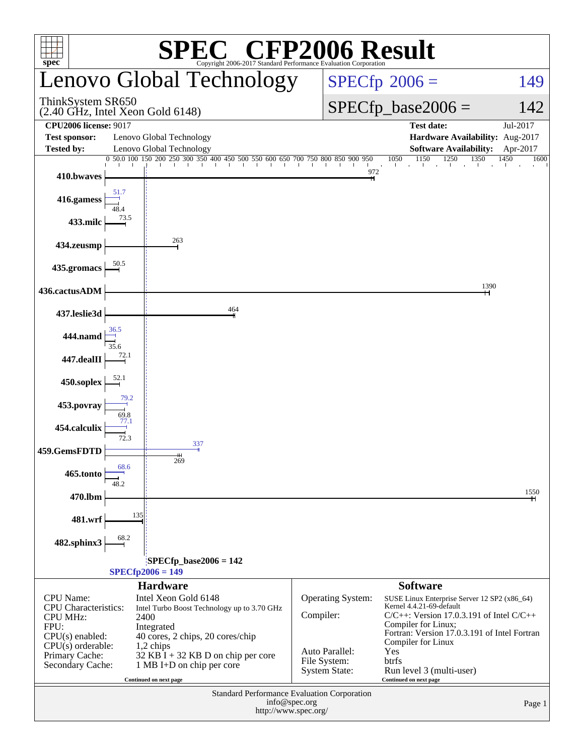# SPEC CFP2006 Result

Copyright 2006-2017 Standard Performance Evaluation Corporation

## Lenovo Global Technology

ThinkSystem SR650
(2.40 GHz, Intel Xeon Gold 6148)

SPECfp 2006 = 149

SPECfp_base2006 = 142

| | | | |
|---|---|---|---|
| **CPU2006 license:** 9017 | | **Test date:** | Jul-2017 |
| **Test sponsor:** | Lenovo Global Technology | **Hardware Availability:** | Aug-2017 |
| **Tested by:** | Lenovo Global Technology | **Software Availability:** | Apr-2017 |

| Benchmark | Peak | Base |
|---|---|---|
| 410.bwaves | | 972 |
| 416.gamess | 51.7 | 48.4 |
| 433.milc | | 73.5 |
| 434.zeusmp | | 263 |
| 435.gromacs | | 50.5 |
| 436.cactusADM | | 1390 |
| 437.leslie3d | | 464 |
| 444.namd | 36.5 | 35.6 |
| 447.dealII | | 72.1 |
| 450.soplex | | 52.1 |
| 453.povray | 79.2 | 69.8 |
| 454.calculix | 77.1 | 72.3 |
| 459.GemsFDTD | 337 | 269 |
| 465.tonto | 68.6 | 48.2 |
| 470.lbm | | 1550 |
| 481.wrf | | 135 |
| 482.sphinx3 | | 68.2 |

SPECfp_base2006 = 142

SPECfp2006 = 149

### Hardware

| | |
|---|---|
| CPU Name: | Intel Xeon Gold 6148 |
| CPU Characteristics: | Intel Turbo Boost Technology up to 3.70 GHz |
| CPU MHz: | 2400 |
| FPU: | Integrated |
| CPU(s) enabled: | 40 cores, 2 chips, 20 cores/chip |
| CPU(s) orderable: | 1,2 chips |
| Primary Cache: | 32 KB I + 32 KB D on chip per core |
| Secondary Cache: | 1 MB I+D on chip per core |

Continued on next page

### Software

| | |
|---|---|
| Operating System: | SUSE Linux Enterprise Server 12 SP2 (x86_64) Kernel 4.4.21-69-default |
| Compiler: | C/C++: Version 17.0.3.191 of Intel C/C++ Compiler for Linux; Fortran: Version 17.0.3.191 of Intel Fortran Compiler for Linux |
| Auto Parallel: | Yes |
| File System: | btrfs |
| System State: | Run level 3 (multi-user) |

Continued on next page

Standard Performance Evaluation Corporation
info@spec.org
http://www.spec.org/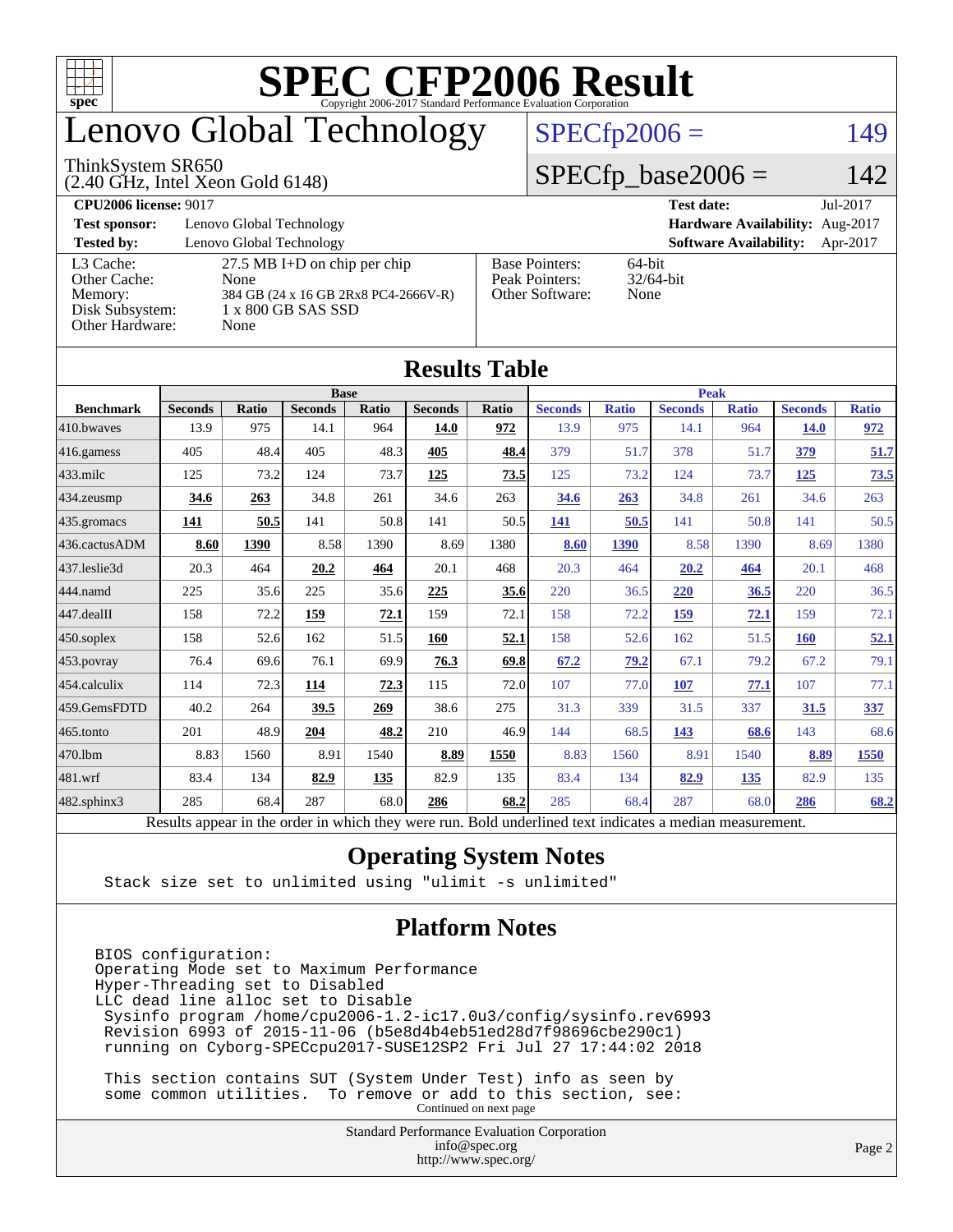# SPEC CFP2006 Result

Copyright 2006-2017 Standard Performance Evaluation Corporation

# Lenovo Global Technology

ThinkSystem SR650
(2.40 GHz, Intel Xeon Gold 6148)

SPECfp2006 = 149

SPECfp_base2006 = 142

| | | | |
|---|---|---|---|
| **CPU2006 license:** 9017 | | **Test date:** | Jul-2017 |
| **Test sponsor:** | Lenovo Global Technology | **Hardware Availability:** | Aug-2017 |
| **Tested by:** | Lenovo Global Technology | **Software Availability:** | Apr-2017 |

| | | | |
|---|---|---|---|
| L3 Cache: | 27.5 MB I+D on chip per chip | Base Pointers: | 64-bit |
| Other Cache: | None | Peak Pointers: | 32/64-bit |
| Memory: | 384 GB (24 x 16 GB 2Rx8 PC4-2666V-R) | Other Software: | None |
| Disk Subsystem: | 1 x 800 GB SAS SSD | | |
| Other Hardware: | None | | |

## Results Table

| | Base | | | | | | Peak | | | | | |
|---|---|---|---|---|---|---|---|---|---|---|---|---|
| **Benchmark** | **Seconds** | **Ratio** | **Seconds** | **Ratio** | **Seconds** | **Ratio** | **Seconds** | **Ratio** | **Seconds** | **Ratio** | **Seconds** | **Ratio** |
| 410.bwaves | 13.9 | 975 | 14.1 | 964 | **14.0** | **972** | 13.9 | 975 | 14.1 | 964 | **14.0** | **972** |
| 416.gamess | 405 | 48.4 | 405 | 48.3 | **405** | **48.4** | 379 | 51.7 | 378 | 51.7 | **379** | **51.7** |
| 433.milc | 125 | 73.2 | 124 | 73.7 | **125** | **73.5** | 125 | 73.2 | 124 | 73.7 | **125** | **73.5** |
| 434.zeusmp | **34.6** | **263** | 34.8 | 261 | 34.6 | 263 | **34.6** | **263** | 34.8 | 261 | 34.6 | 263 |
| 435.gromacs | **141** | **50.5** | 141 | 50.8 | 141 | 50.5 | **141** | **50.5** | 141 | 50.8 | 141 | 50.5 |
| 436.cactusADM | **8.60** | **1390** | 8.58 | 1390 | 8.69 | 1380 | **8.60** | **1390** | 8.58 | 1390 | 8.69 | 1380 |
| 437.leslie3d | 20.3 | 464 | **20.2** | **464** | 20.1 | 468 | 20.3 | 464 | **20.2** | **464** | 20.1 | 468 |
| 444.namd | 225 | 35.6 | 225 | 35.6 | **225** | **35.6** | 220 | 36.5 | **220** | **36.5** | 220 | 36.5 |
| 447.dealII | 158 | 72.2 | **159** | **72.1** | 159 | 72.1 | 158 | 72.2 | **159** | **72.1** | 159 | 72.1 |
| 450.soplex | 158 | 52.6 | 162 | 51.5 | **160** | **52.1** | 158 | 52.6 | 162 | 51.5 | **160** | **52.1** |
| 453.povray | 76.4 | 69.6 | 76.1 | 69.9 | **76.3** | **69.8** | **67.2** | **79.2** | 67.1 | 79.2 | 67.2 | 79.1 |
| 454.calculix | 114 | 72.3 | **114** | **72.3** | 115 | 72.0 | 107 | 77.0 | **107** | **77.1** | 107 | 77.1 |
| 459.GemsFDTD | 40.2 | 264 | **39.5** | **269** | 38.6 | 275 | 31.3 | 339 | 31.5 | 337 | **31.5** | **337** |
| 465.tonto | 201 | 48.9 | **204** | **48.2** | 210 | 46.9 | 144 | 68.5 | **143** | **68.6** | 143 | 68.6 |
| 470.lbm | 8.83 | 1560 | 8.91 | 1540 | **8.89** | **1550** | 8.83 | 1560 | 8.91 | 1540 | **8.89** | **1550** |
| 481.wrf | 83.4 | 134 | **82.9** | **135** | 82.9 | 135 | 83.4 | 134 | **82.9** | **135** | 82.9 | 135 |
| 482.sphinx3 | 285 | 68.4 | 287 | 68.0 | **286** | **68.2** | 285 | 68.4 | 287 | 68.0 | **286** | **68.2** |

Results appear in the order in which they were run. Bold underlined text indicates a median measurement.

## Operating System Notes

```
Stack size set to unlimited using "ulimit -s unlimited"
```

## Platform Notes

```
BIOS configuration:
Operating Mode set to Maximum Performance
Hyper-Threading set to Disabled
LLC dead line alloc set to Disable
 Sysinfo program /home/cpu2006-1.2-ic17.0u3/config/sysinfo.rev6993
 Revision 6993 of 2015-11-06 (b5e8d4b4eb51ed28d7f98696cbe290c1)
 running on Cyborg-SPECcpu2017-SUSE12SP2 Fri Jul 27 17:44:02 2018

 This section contains SUT (System Under Test) info as seen by
 some common utilities.  To remove or add to this section, see:
```

Continued on next page

Standard Performance Evaluation Corporation
info@spec.org
http://www.spec.org/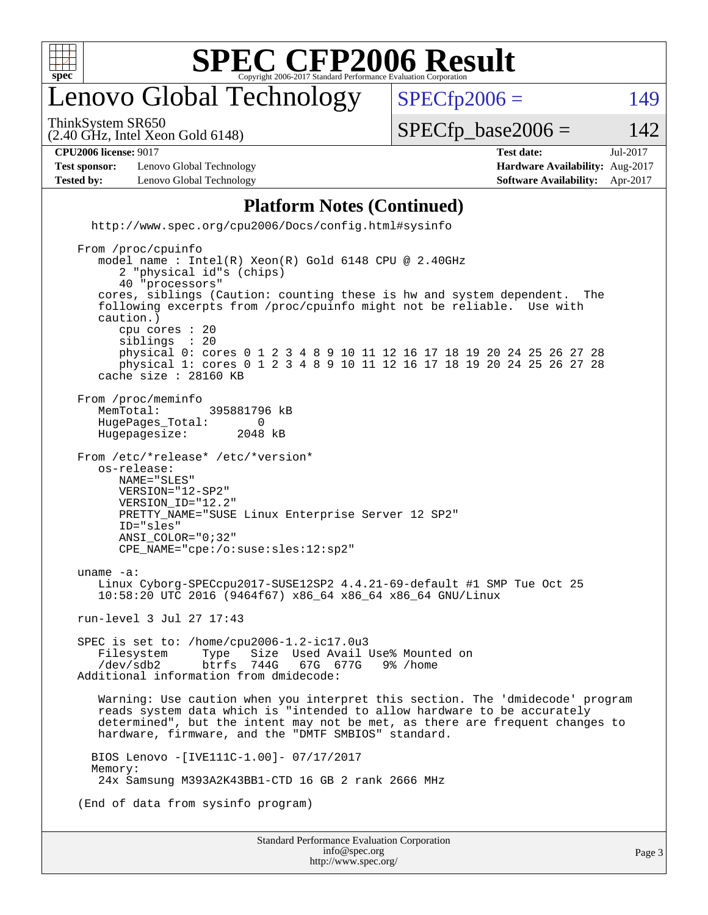# SPEC CFP2006 Result

Copyright 2006-2017 Standard Performance Evaluation Corporation

## Lenovo Global Technology

ThinkSystem SR650
(2.40 GHz, Intel Xeon Gold 6148)

SPECfp2006 = 149

SPECfp_base2006 = 142

| | | | |
|---|---|---|---|
| **CPU2006 license:** 9017 | | **Test date:** | Jul-2017 |
| **Test sponsor:** | Lenovo Global Technology | **Hardware Availability:** | Aug-2017 |
| **Tested by:** | Lenovo Global Technology | **Software Availability:** | Apr-2017 |

### Platform Notes (Continued)

```
  http://www.spec.org/cpu2006/Docs/config.html#sysinfo

From /proc/cpuinfo
   model name : Intel(R) Xeon(R) Gold 6148 CPU @ 2.40GHz
      2 "physical id"s (chips)
      40 "processors"
   cores, siblings (Caution: counting these is hw and system dependent.  The
   following excerpts from /proc/cpuinfo might not be reliable.  Use with
   caution.)
      cpu cores : 20
      siblings  : 20
      physical 0: cores 0 1 2 3 4 8 9 10 11 12 16 17 18 19 20 24 25 26 27 28
      physical 1: cores 0 1 2 3 4 8 9 10 11 12 16 17 18 19 20 24 25 26 27 28
   cache size : 28160 KB

From /proc/meminfo
   MemTotal:       395881796 kB
   HugePages_Total:       0
   Hugepagesize:       2048 kB

From /etc/*release* /etc/*version*
   os-release:
      NAME="SLES"
      VERSION="12-SP2"
      VERSION_ID="12.2"
      PRETTY_NAME="SUSE Linux Enterprise Server 12 SP2"
      ID="sles"
      ANSI_COLOR="0;32"
      CPE_NAME="cpe:/o:suse:sles:12:sp2"

uname -a:
   Linux Cyborg-SPECcpu2017-SUSE12SP2 4.4.21-69-default #1 SMP Tue Oct 25
   10:58:20 UTC 2016 (9464f67) x86_64 x86_64 x86_64 GNU/Linux

run-level 3 Jul 27 17:43

SPEC is set to: /home/cpu2006-1.2-ic17.0u3
   Filesystem     Type   Size  Used Avail Use% Mounted on
   /dev/sdb2      btrfs  744G   67G  677G   9% /home
Additional information from dmidecode:

   Warning: Use caution when you interpret this section. The 'dmidecode' program
   reads system data which is "intended to allow hardware to be accurately
   determined", but the intent may not be met, as there are frequent changes to
   hardware, firmware, and the "DMTF SMBIOS" standard.

  BIOS Lenovo -[IVE111C-1.00]- 07/17/2017
  Memory:
   24x Samsung M393A2K43BB1-CTD 16 GB 2 rank 2666 MHz

(End of data from sysinfo program)
```

Standard Performance Evaluation Corporation
info@spec.org
http://www.spec.org/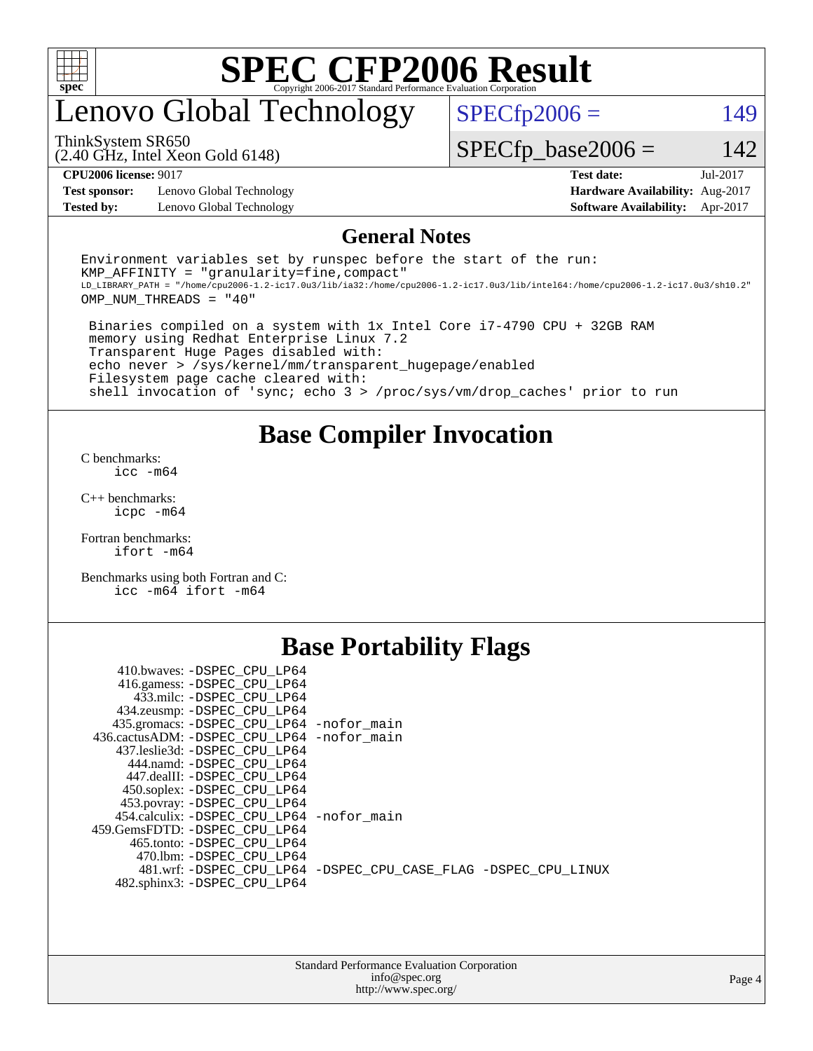# SPEC CFP2006 Result

Copyright 2006-2017 Standard Performance Evaluation Corporation

# Lenovo Global Technology

ThinkSystem SR650
(2.40 GHz, Intel Xeon Gold 6148)

SPECfp2006 = 149

SPECfp_base2006 = 142

| | | | |
|---|---|---|---|
| **CPU2006 license:** 9017 | | **Test date:** | Jul-2017 |
| **Test sponsor:** | Lenovo Global Technology | **Hardware Availability:** | Aug-2017 |
| **Tested by:** | Lenovo Global Technology | **Software Availability:** | Apr-2017 |

## General Notes

```
Environment variables set by runspec before the start of the run:
KMP_AFFINITY = "granularity=fine,compact"
LD_LIBRARY_PATH = "/home/cpu2006-1.2-ic17.0u3/lib/ia32:/home/cpu2006-1.2-ic17.0u3/lib/intel64:/home/cpu2006-1.2-ic17.0u3/sh10.2"
OMP_NUM_THREADS = "40"

 Binaries compiled on a system with 1x Intel Core i7-4790 CPU + 32GB RAM
 memory using Redhat Enterprise Linux 7.2
 Transparent Huge Pages disabled with:
 echo never > /sys/kernel/mm/transparent_hugepage/enabled
 Filesystem page cache cleared with:
 shell invocation of 'sync; echo 3 > /proc/sys/vm/drop_caches' prior to run
```

## Base Compiler Invocation

C benchmarks:
    icc -m64

C++ benchmarks:
    icpc -m64

Fortran benchmarks:
    ifort -m64

Benchmarks using both Fortran and C:
    icc -m64 ifort -m64

## Base Portability Flags

410.bwaves: -DSPEC_CPU_LP64
416.gamess: -DSPEC_CPU_LP64
433.milc: -DSPEC_CPU_LP64
434.zeusmp: -DSPEC_CPU_LP64
435.gromacs: -DSPEC_CPU_LP64 -nofor_main
436.cactusADM: -DSPEC_CPU_LP64 -nofor_main
437.leslie3d: -DSPEC_CPU_LP64
444.namd: -DSPEC_CPU_LP64
447.dealII: -DSPEC_CPU_LP64
450.soplex: -DSPEC_CPU_LP64
453.povray: -DSPEC_CPU_LP64
454.calculix: -DSPEC_CPU_LP64 -nofor_main
459.GemsFDTD: -DSPEC_CPU_LP64
465.tonto: -DSPEC_CPU_LP64
470.lbm: -DSPEC_CPU_LP64
481.wrf: -DSPEC_CPU_LP64 -DSPEC_CPU_CASE_FLAG -DSPEC_CPU_LINUX
482.sphinx3: -DSPEC_CPU_LP64

Standard Performance Evaluation Corporation
info@spec.org
http://www.spec.org/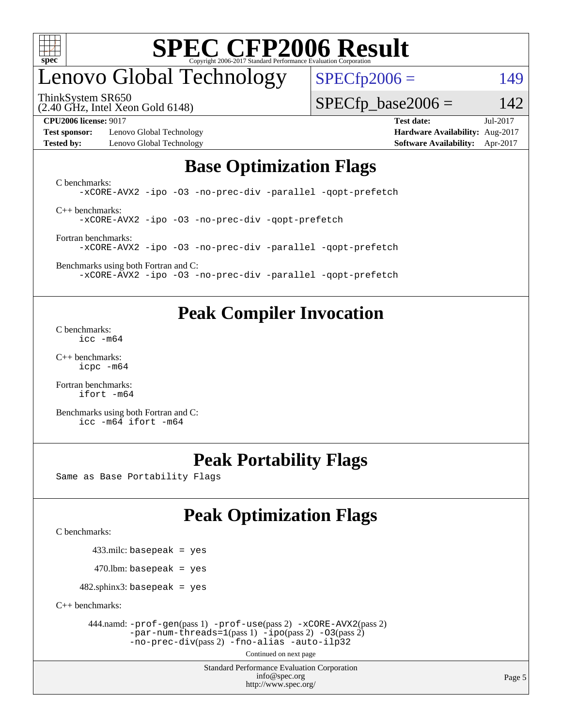# SPEC CFP2006 Result

Copyright 2006-2017 Standard Performance Evaluation Corporation

## Lenovo Global Technology

ThinkSystem SR650
(2.40 GHz, Intel Xeon Gold 6148)

SPECfp2006 = 149

SPECfp_base2006 = 142

**CPU2006 license:** 9017
**Test sponsor:** Lenovo Global Technology
**Tested by:** Lenovo Global Technology

**Test date:** Jul-2017
**Hardware Availability:** Aug-2017
**Software Availability:** Apr-2017

## Base Optimization Flags

C benchmarks:
```
-xCORE-AVX2 -ipo -O3 -no-prec-div -parallel -qopt-prefetch
```

C++ benchmarks:
```
-xCORE-AVX2 -ipo -O3 -no-prec-div -qopt-prefetch
```

Fortran benchmarks:
```
-xCORE-AVX2 -ipo -O3 -no-prec-div -parallel -qopt-prefetch
```

Benchmarks using both Fortran and C:
```
-xCORE-AVX2 -ipo -O3 -no-prec-div -parallel -qopt-prefetch
```

## Peak Compiler Invocation

C benchmarks:
```
icc -m64
```

C++ benchmarks:
```
icpc -m64
```

Fortran benchmarks:
```
ifort -m64
```

Benchmarks using both Fortran and C:
```
icc -m64 ifort -m64
```

## Peak Portability Flags

Same as Base Portability Flags

## Peak Optimization Flags

C benchmarks:

433.milc: `basepeak = yes`

470.lbm: `basepeak = yes`

482.sphinx3: `basepeak = yes`

C++ benchmarks:

444.namd: `-prof-gen`(pass 1) `-prof-use`(pass 2) `-xCORE-AVX2`(pass 2) `-par-num-threads=1`(pass 1) `-ipo`(pass 2) `-O3`(pass 2) `-no-prec-div`(pass 2) `-fno-alias -auto-ilp32`

Continued on next page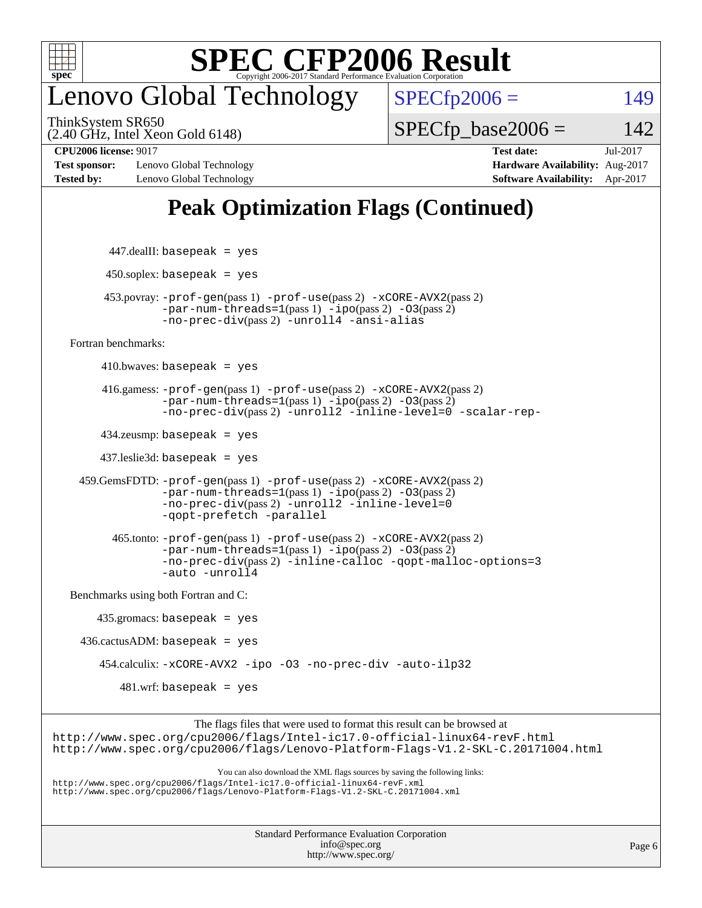# SPEC CFP2006 Result

Copyright 2006-2017 Standard Performance Evaluation Corporation

## Lenovo Global Technology

ThinkSystem SR650
(2.40 GHz, Intel Xeon Gold 6148)

SPECfp2006 = 149

SPECfp_base2006 = 142

| | | | |
|---|---|---|---|
| **CPU2006 license:** 9017 | | **Test date:** | Jul-2017 |
| **Test sponsor:** | Lenovo Global Technology | **Hardware Availability:** | Aug-2017 |
| **Tested by:** | Lenovo Global Technology | **Software Availability:** | Apr-2017 |

## Peak Optimization Flags (Continued)

447.dealII: `basepeak = yes`

450.soplex: `basepeak = yes`

453.povray: `-prof-gen`(pass 1) `-prof-use`(pass 2) `-xCORE-AVX2`(pass 2) `-par-num-threads=1`(pass 1) `-ipo`(pass 2) `-O3`(pass 2) `-no-prec-div`(pass 2) `-unroll4 -ansi-alias`

Fortran benchmarks:

410.bwaves: `basepeak = yes`

416.gamess: `-prof-gen`(pass 1) `-prof-use`(pass 2) `-xCORE-AVX2`(pass 2) `-par-num-threads=1`(pass 1) `-ipo`(pass 2) `-O3`(pass 2) `-no-prec-div`(pass 2) `-unroll2 -inline-level=0 -scalar-rep-`

434.zeusmp: `basepeak = yes`

437.leslie3d: `basepeak = yes`

459.GemsFDTD: `-prof-gen`(pass 1) `-prof-use`(pass 2) `-xCORE-AVX2`(pass 2) `-par-num-threads=1`(pass 1) `-ipo`(pass 2) `-O3`(pass 2) `-no-prec-div`(pass 2) `-unroll2 -inline-level=0 -qopt-prefetch -parallel`

465.tonto: `-prof-gen`(pass 1) `-prof-use`(pass 2) `-xCORE-AVX2`(pass 2) `-par-num-threads=1`(pass 1) `-ipo`(pass 2) `-O3`(pass 2) `-no-prec-div`(pass 2) `-inline-calloc -qopt-malloc-options=3 -auto -unroll4`

Benchmarks using both Fortran and C:

435.gromacs: `basepeak = yes`

436.cactusADM: `basepeak = yes`

454.calculix: `-xCORE-AVX2 -ipo -O3 -no-prec-div -auto-ilp32`

481.wrf: `basepeak = yes`

The flags files that were used to format this result can be browsed at
http://www.spec.org/cpu2006/flags/Intel-ic17.0-official-linux64-revF.html
http://www.spec.org/cpu2006/flags/Lenovo-Platform-Flags-V1.2-SKL-C.20171004.html

You can also download the XML flags sources by saving the following links:
http://www.spec.org/cpu2006/flags/Intel-ic17.0-official-linux64-revF.xml
http://www.spec.org/cpu2006/flags/Lenovo-Platform-Flags-V1.2-SKL-C.20171004.xml

Standard Performance Evaluation Corporation
info@spec.org
http://www.spec.org/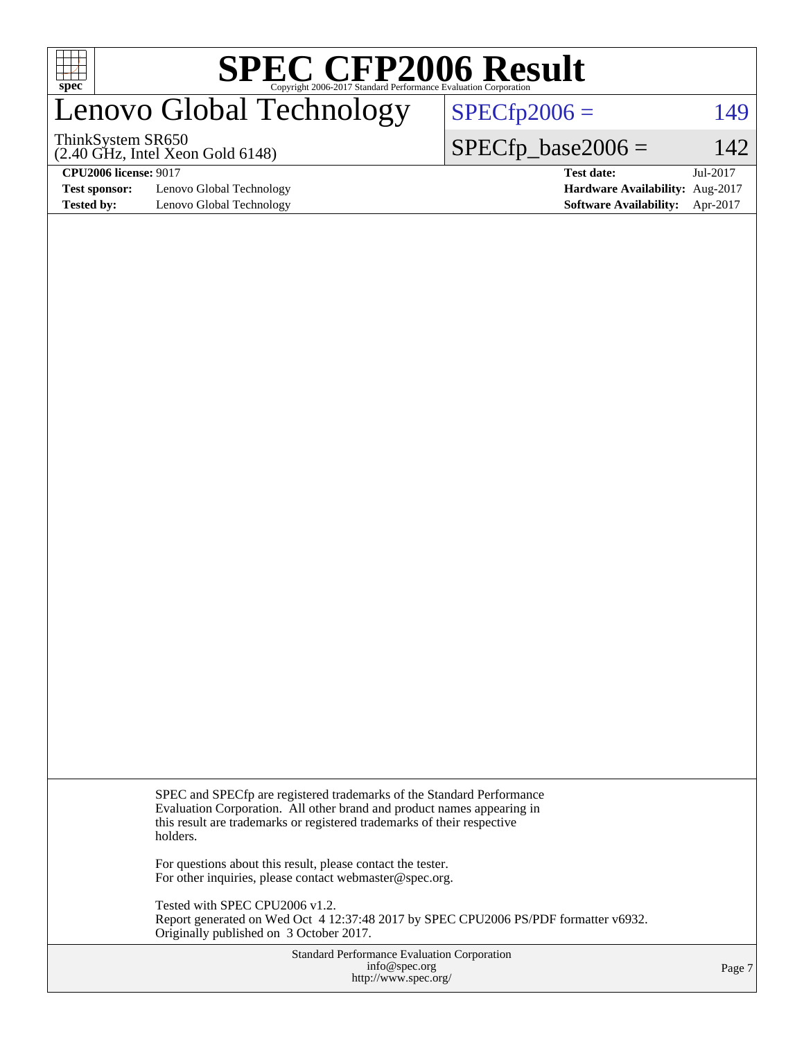SPEC and SPECfp are registered trademarks of the Standard Performance Evaluation Corporation. All other brand and product names appearing in this result are trademarks or registered trademarks of their respective holders.

For questions about this result, please contact the tester.
For other inquiries, please contact webmaster@spec.org.

Tested with SPEC CPU2006 v1.2.
Report generated on Wed Oct 4 12:37:48 2017 by SPEC CPU2006 PS/PDF formatter v6932.
Originally published on 3 October 2017.